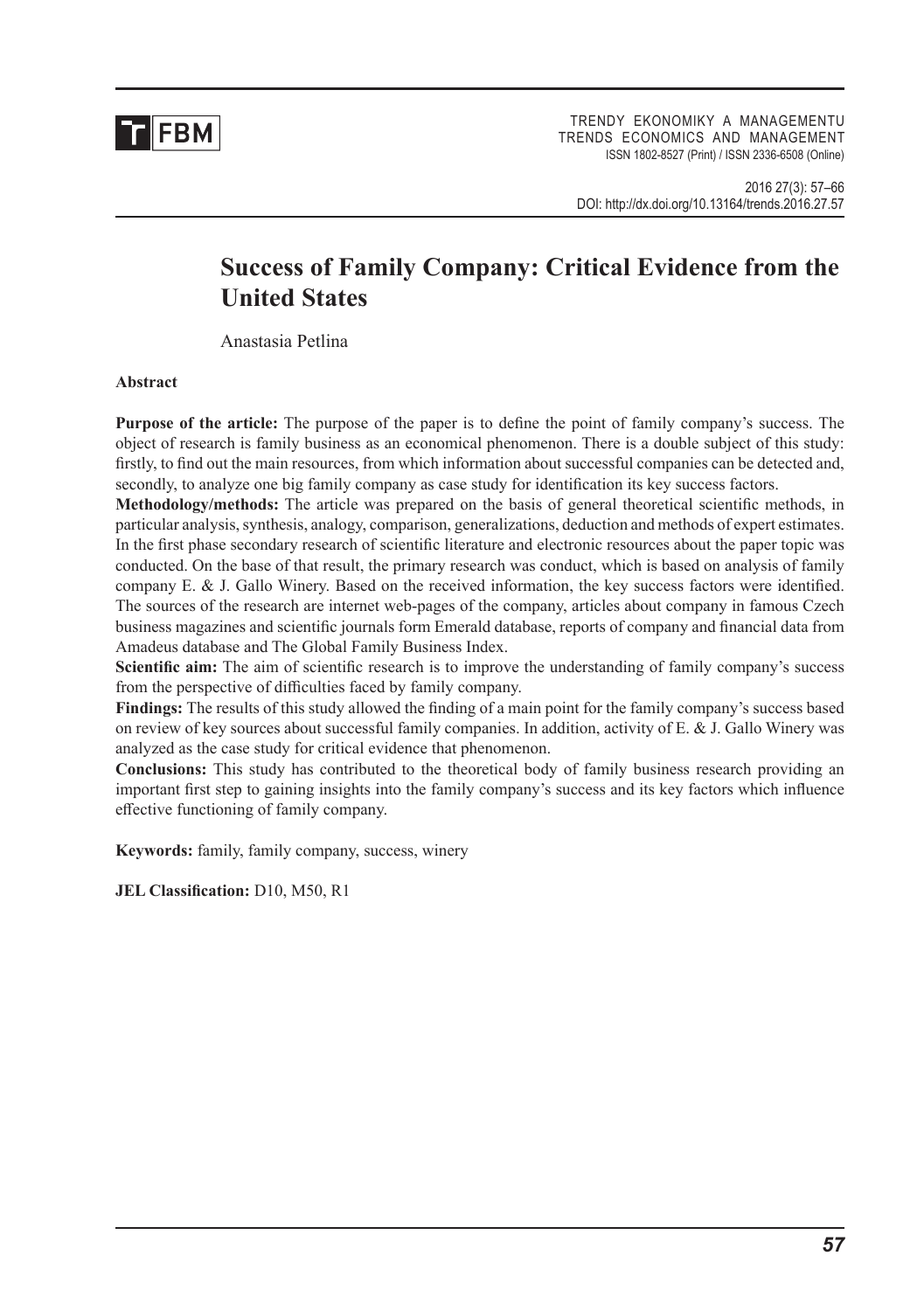# Success of Family Company: Critical Evidence from the United States

Anastasia Petlina

**Abstract**

**Purpose of the article:** The purpose of the paper is to define the point of family company's success. The object of research is family business as an economical phenomenon. There is a double subject of this study: firstly, to find out the main resources, from which information about successful companies can be detected and, secondly, to analyze one big family company as case study for identification its key success factors.

**Methodology/methods:** The article was prepared on the basis of general theoretical scientific methods, in particular analysis, synthesis, analogy, comparison, generalizations, deduction and methods of expert estimates. In the first phase secondary research of scientific literature and electronic resources about the paper topic was conducted. On the base of that result, the primary research was conduct, which is based on analysis of family company E. & J. Gallo Winery. Based on the received information, the key success factors were identified. The sources of the research are internet web-pages of the company, articles about company in famous Czech business magazines and scientific journals form Emerald database, reports of company and financial data from Amadeus database and The Global Family Business Index.

**Scientific aim:** The aim of scientific research is to improve the understanding of family company's success from the perspective of difficulties faced by family company.

**Findings:** The results of this study allowed the finding of a main point for the family company's success based on review of key sources about successful family companies. In addition, activity of E. & J. Gallo Winery was analyzed as the case study for critical evidence that phenomenon.

**Conclusions:** This study has contributed to the theoretical body of family business research providing an important first step to gaining insights into the family company's success and its key factors which influence effective functioning of family company.

**Keywords:** family, family company, success, winery

**JEL Classification:** D10, M50, R1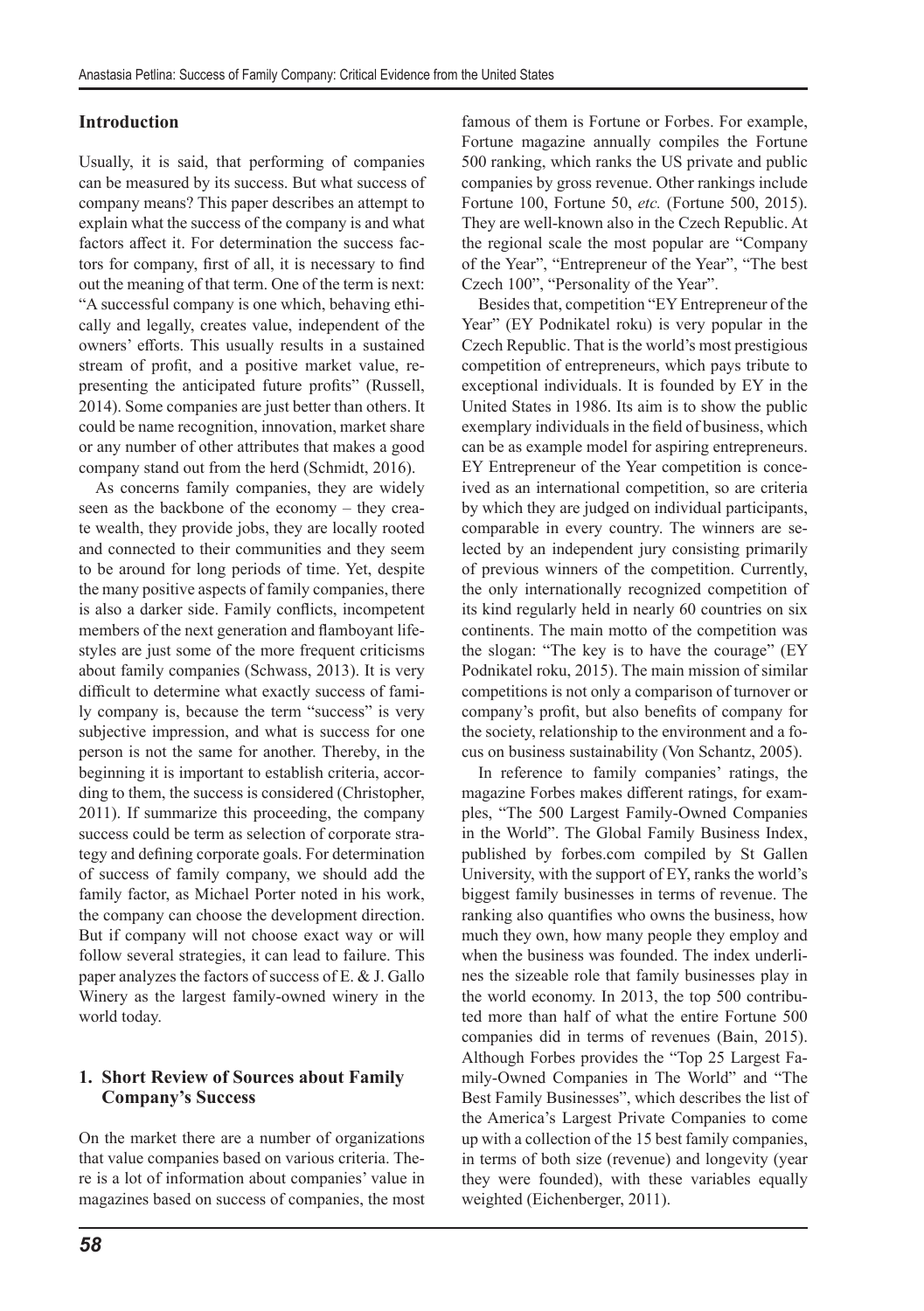## Introduction

Usually, it is said, that performing of companies can be measured by its success. But what success of company means? This paper describes an attempt to explain what the success of the company is and what factors affect it. For determination the success factors for company, first of all, it is necessary to find out the meaning of that term. One of the term is next: "A successful company is one which, behaving ethically and legally, creates value, independent of the owners' efforts. This usually results in a sustained stream of profit, and a positive market value, representing the anticipated future profits" (Russell, 2014). Some companies are just better than others. It could be name recognition, innovation, market share or any number of other attributes that makes a good company stand out from the herd (Schmidt, 2016).

As concerns family companies, they are widely seen as the backbone of the economy – they create wealth, they provide jobs, they are locally rooted and connected to their communities and they seem to be around for long periods of time. Yet, despite the many positive aspects of family companies, there is also a darker side. Family conflicts, incompetent members of the next generation and flamboyant lifestyles are just some of the more frequent criticisms about family companies (Schwass, 2013). It is very difficult to determine what exactly success of family company is, because the term "success" is very subjective impression, and what is success for one person is not the same for another. Thereby, in the beginning it is important to establish criteria, according to them, the success is considered (Christopher, 2011). If summarize this proceeding, the company success could be term as selection of corporate strategy and defining corporate goals. For determination of success of family company, we should add the family factor, as Michael Porter noted in his work, the company can choose the development direction. But if company will not choose exact way or will follow several strategies, it can lead to failure. This paper analyzes the factors of success of E. & J. Gallo Winery as the largest family-owned winery in the world today.

## 1. Short Review of Sources about Family Company's Success

On the market there are a number of organizations that value companies based on various criteria. There is a lot of information about companies' value in magazines based on success of companies, the most famous of them is Fortune or Forbes. For example, Fortune magazine annually compiles the Fortune 500 ranking, which ranks the US private and public companies by gross revenue. Other rankings include Fortune 100, Fortune 50, *etc.* (Fortune 500, 2015). They are well-known also in the Czech Republic. At the regional scale the most popular are "Company of the Year", "Entrepreneur of the Year", "The best Czech 100", "Personality of the Year".

Besides that, competition "EY Entrepreneur of the Year" (EY Podnikatel roku) is very popular in the Czech Republic. That is the world's most prestigious competition of entrepreneurs, which pays tribute to exceptional individuals. It is founded by EY in the United States in 1986. Its aim is to show the public exemplary individuals in the field of business, which can be as example model for aspiring entrepreneurs. EY Entrepreneur of the Year competition is conceived as an international competition, so are criteria by which they are judged on individual participants, comparable in every country. The winners are selected by an independent jury consisting primarily of previous winners of the competition. Currently, the only internationally recognized competition of its kind regularly held in nearly 60 countries on six continents. The main motto of the competition was the slogan: "The key is to have the courage" (EY Podnikatel roku, 2015). The main mission of similar competitions is not only a comparison of turnover or company's profit, but also benefits of company for the society, relationship to the environment and a focus on business sustainability (Von Schantz, 2005).

In reference to family companies' ratings, the magazine Forbes makes different ratings, for examples, "The 500 Largest Family-Owned Companies in the World". The Global Family Business Index, published by forbes.com compiled by St Gallen University, with the support of EY, ranks the world's biggest family businesses in terms of revenue. The ranking also quantifies who owns the business, how much they own, how many people they employ and when the business was founded. The index underlines the sizeable role that family businesses play in the world economy. In 2013, the top 500 contributed more than half of what the entire Fortune 500 companies did in terms of revenues (Bain, 2015). Although Forbes provides the "Top 25 Largest Family-Owned Companies in The World" and "The Best Family Businesses", which describes the list of the America's Largest Private Companies to come up with a collection of the 15 best family companies, in terms of both size (revenue) and longevity (year they were founded), with these variables equally weighted (Eichenberger, 2011).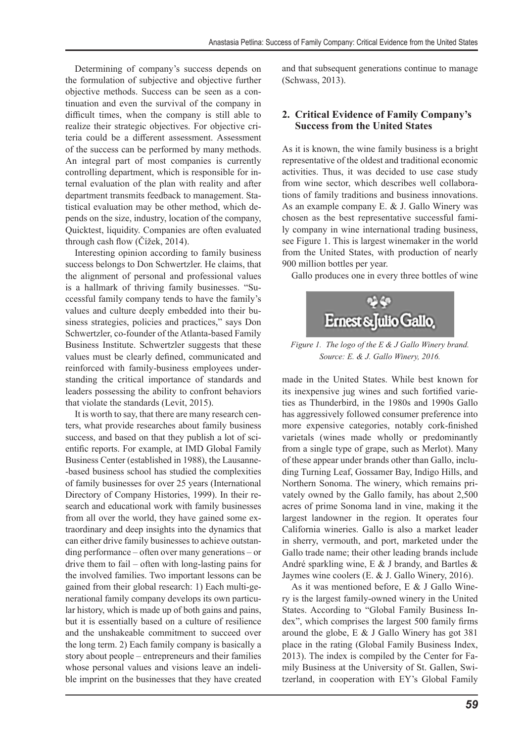Determining of company's success depends on the formulation of subjective and objective further objective methods. Success can be seen as a continuation and even the survival of the company in difficult times, when the company is still able to realize their strategic objectives. For objective criteria could be a different assessment. Assessment of the success can be performed by many methods. An integral part of most companies is currently controlling department, which is responsible for internal evaluation of the plan with reality and after department transmits feedback to management. Statistical evaluation may be other method, which depends on the size, industry, location of the company, Quicktest, liquidity. Companies are often evaluated through cash flow (Čížek, 2014).

Interesting opinion according to family business success belongs to Don Schwertzler. He claims, that the alignment of personal and professional values is a hallmark of thriving family businesses. "Successful family company tends to have the family's values and culture deeply embedded into their business strategies, policies and practices," says Don Schwertzler, co-founder of the Atlanta-based Family Business Institute. Schwertzler suggests that these values must be clearly defined, communicated and reinforced with family-business employees understanding the critical importance of standards and leaders possessing the ability to confront behaviors that violate the standards (Levit, 2015).

It is worth to say, that there are many research centers, what provide researches about family business success, and based on that they publish a lot of scientific reports. For example, at IMD Global Family Business Center (established in 1988), the Lausanne-based business school has studied the complexities of family businesses for over 25 years (International Directory of Company Histories, 1999). In their research and educational work with family businesses from all over the world, they have gained some extraordinary and deep insights into the dynamics that can either drive family businesses to achieve outstanding performance – often over many generations – or drive them to fail – often with long-lasting pains for the involved families. Two important lessons can be gained from their global research: 1) Each multi-generational family company develops its own particular history, which is made up of both gains and pains, but it is essentially based on a culture of resilience and the unshakeable commitment to succeed over the long term. 2) Each family company is basically a story about people – entrepreneurs and their families whose personal values and visions leave an indelible imprint on the businesses that they have created and that subsequent generations continue to manage (Schwass, 2013).

## 2. Critical Evidence of Family Company's Success from the United States

As it is known, the wine family business is a bright representative of the oldest and traditional economic activities. Thus, it was decided to use case study from wine sector, which describes well collaborations of family traditions and business innovations. As an example company E. & J. Gallo Winery was chosen as the best representative successful family company in wine international trading business, see Figure 1. This is largest winemaker in the world from the United States, with production of nearly 900 million bottles per year.

Gallo produces one in every three bottles of wine made in the United States. While best known for its inexpensive jug wines and such fortified varieties as Thunderbird, in the 1980s and 1990s Gallo has aggressively followed consumer preference into more expensive categories, notably cork-finished varietals (wines made wholly or predominantly from a single type of grape, such as Merlot). Many of these appear under brands other than Gallo, including Turning Leaf, Gossamer Bay, Indigo Hills, and Northern Sonoma. The winery, which remains privately owned by the Gallo family, has about 2,500 acres of prime Sonoma land in vine, making it the largest landowner in the region. It operates four California wineries. Gallo is also a market leader in sherry, vermouth, and port, marketed under the Gallo trade name; their other leading brands include André sparkling wine, E & J brandy, and Bartles & Jaymes wine coolers (E. & J. Gallo Winery, 2016).

Ernest&Julio Gallo

*Figure 1. The logo of the E & J Gallo Winery brand. Source: E. & J. Gallo Winery, 2016.*

As it was mentioned before, E & J Gallo Winery is the largest family-owned winery in the United States. According to "Global Family Business Index", which comprises the largest 500 family firms around the globe, E & J Gallo Winery has got 381 place in the rating (Global Family Business Index, 2013). The index is compiled by the Center for Family Business at the University of St. Gallen, Switzerland, in cooperation with EY's Global Family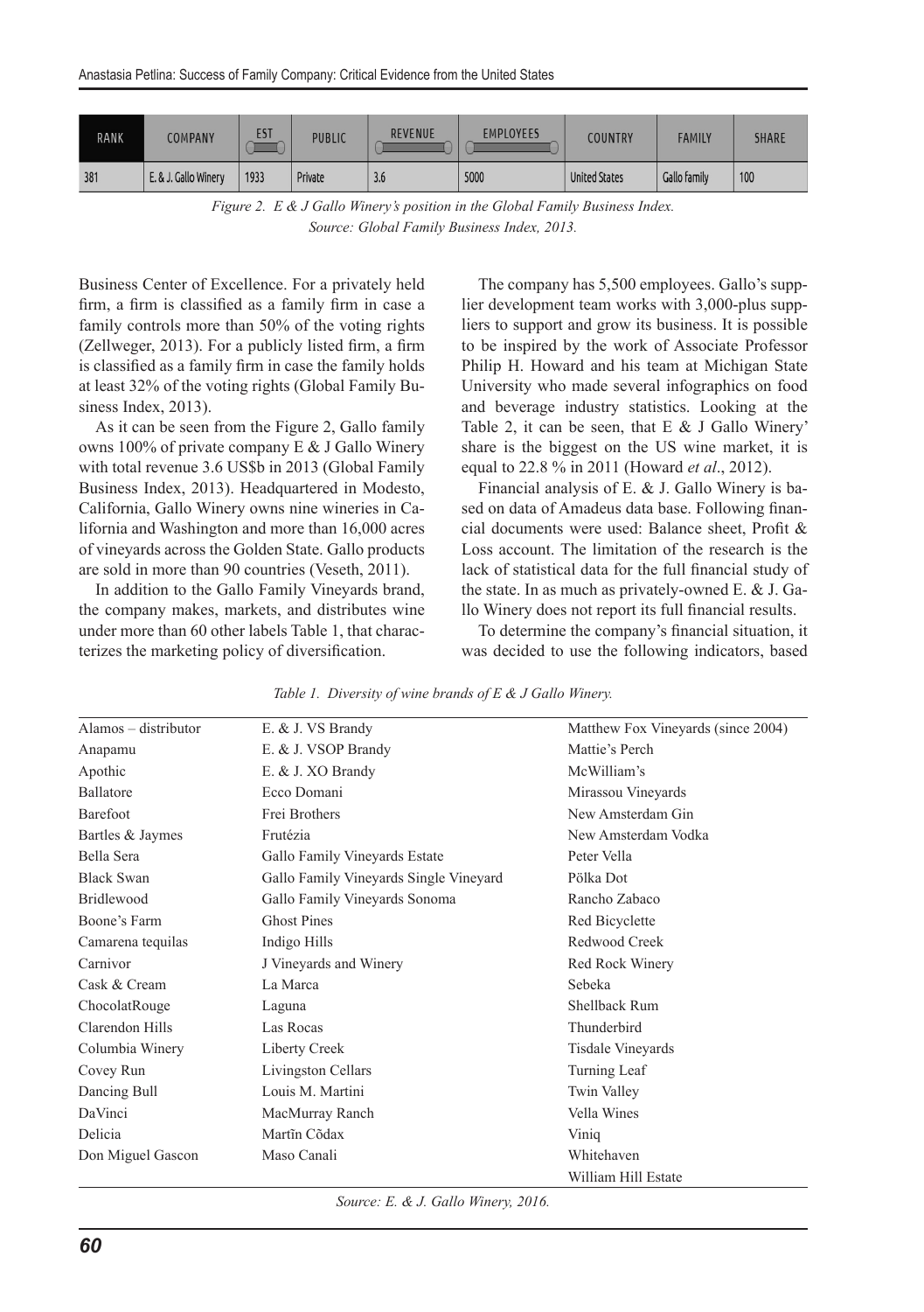| RANK | COMPANY | EST | PUBLIC | REVENUE | EMPLOYEES | COUNTRY | FAMILY | SHARE |
|---|---|---|---|---|---|---|---|---|
| 381 | E. & J. Gallo Winery | 1933 | Private | 3.6 | 5000 | United States | Gallo family | 100 |

*Figure 2. E & J Gallo Winery's position in the Global Family Business Index.*
*Source: Global Family Business Index, 2013.*

Business Center of Excellence. For a privately held firm, a firm is classified as a family firm in case a family controls more than 50% of the voting rights (Zellweger, 2013). For a publicly listed firm, a firm is classified as a family firm in case the family holds at least 32% of the voting rights (Global Family Business Index, 2013).

As it can be seen from the Figure 2, Gallo family owns 100% of private company E & J Gallo Winery with total revenue 3.6 US$b in 2013 (Global Family Business Index, 2013). Headquartered in Modesto, California, Gallo Winery owns nine wineries in California and Washington and more than 16,000 acres of vineyards across the Golden State. Gallo products are sold in more than 90 countries (Veseth, 2011).

In addition to the Gallo Family Vineyards brand, the company makes, markets, and distributes wine under more than 60 other labels Table 1, that characterizes the marketing policy of diversification.

The company has 5,500 employees. Gallo's supplier development team works with 3,000-plus suppliers to support and grow its business. It is possible to be inspired by the work of Associate Professor Philip H. Howard and his team at Michigan State University who made several infographics on food and beverage industry statistics. Looking at the Table 2, it can be seen, that E & J Gallo Winery' share is the biggest on the US wine market, it is equal to 22.8 % in 2011 (Howard *et al*., 2012).

Financial analysis of E. & J. Gallo Winery is based on data of Amadeus data base. Following financial documents were used: Balance sheet, Profit & Loss account. The limitation of the research is the lack of statistical data for the full financial study of the state. In as much as privately-owned E. & J. Gallo Winery does not report its full financial results.

To determine the company's financial situation, it was decided to use the following indicators, based

*Table 1. Diversity of wine brands of E & J Gallo Winery.*

| | | |
|---|---|---|
| Alamos – distributor | E. & J. VS Brandy | Matthew Fox Vineyards (since 2004) |
| Anapamu | E. & J. VSOP Brandy | Mattie's Perch |
| Apothic | E. & J. XO Brandy | McWilliam's |
| Ballatore | Ecco Domani | Mirassou Vineyards |
| Barefoot | Frei Brothers | New Amsterdam Gin |
| Bartles & Jaymes | Frutézia | New Amsterdam Vodka |
| Bella Sera | Gallo Family Vineyards Estate | Peter Vella |
| Black Swan | Gallo Family Vineyards Single Vineyard | Pölka Dot |
| Bridlewood | Gallo Family Vineyards Sonoma | Rancho Zabaco |
| Boone's Farm | Ghost Pines | Red Bicyclette |
| Camarena tequilas | Indigo Hills | Redwood Creek |
| Carnivor | J Vineyards and Winery | Red Rock Winery |
| Cask & Cream | La Marca | Sebeka |
| ChocolatRouge | Laguna | Shellback Rum |
| Clarendon Hills | Las Rocas | Thunderbird |
| Columbia Winery | Liberty Creek | Tisdale Vineyards |
| Covey Run | Livingston Cellars | Turning Leaf |
| Dancing Bull | Louis M. Martini | Twin Valley |
| DaVinci | MacMurray Ranch | Vella Wines |
| Delicia | Martĩn Cõdax | Viniq |
| Don Miguel Gascon | Maso Canali | Whitehaven |
| | | William Hill Estate |

*Source: E. & J. Gallo Winery, 2016.*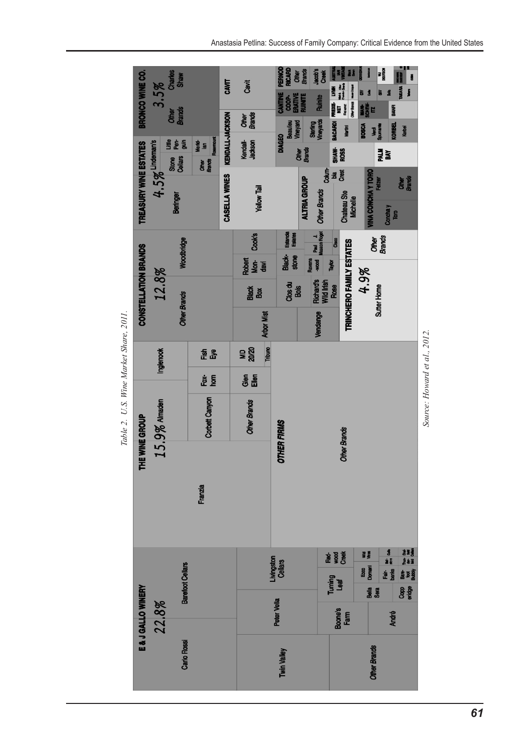Table 2. U.S. Wine Market Share, 2011.

E & J GALLO WINERY 22.8%
Carlo Rossi
Barefoot Cellars
Twin Valley
Peter Vella
Livingston Cellars
Boone's Farm
Turning Leaf
Red-wood Creek
Other Brands
André
Bella Sera
Ecco Domani
Wild Vines
Copp-ola
Fair-banks
Bare-foot Bubbly

THE WINE GROUP 15.9%
Almaden
Inglenook
Franzia
Corbett Canyon
Fox-horn
Fish Eye
Other Brands
Glen Ellen
MD 20/20
Tribuno

OTHER FIRMS
Other Brands

CONSTELLATION BRANDS 12.8%
Other Brands
Woodbridge
Arbor Mist
Black Box
Robert Mon-davi
Cook's
Vendange
Clos du Bois
Black-stone
Estancia Estates
Richard's Wild Irish Rose
Ravens-wood
Paul Masson
J. Roget
Taylor
Cisco

TRINCHERO FAMILY ESTATES 4.9%
Sutter Home
Other Brands

TREASURY WINE ESTATES 4.5%
Beringer
Lindeman's
Stone Cellars
Little Pen-guin
Other Brands
Rosemount
Meridian

CASELLA WINES
Yellow Tail

ALTRIA GROUP
Other Brands
Chateau Ste Michelle
Colum-bia Crest

VINA CONCHA Y TORO
Concha y Toro
Fetzer
Other Brands

KENDALL-JACKSON
Kendall-Jackson
Other Brands

DIAGEO
Other Brands
Beaulieu Vineyard
Sterling Vineyards

SHAW-ROSS

PALM BAY

BACARDI
Martini

BOSCA
Verdi Spumante

KORBEL
Korbel

BRONCO WINE CO. 3.5%
Other Brands
Charles Shaw

CAVIT
Cavit

CANTINE COOP-ERATIVE RIUNITE
Riunite

PERNOD RICARD
Other Brands
Jacob's Creek

FREIXE-NET

MANI-SCHEW-ITZ

BANFI

LVMH

TAKARA

Source: Howard et al., 2012.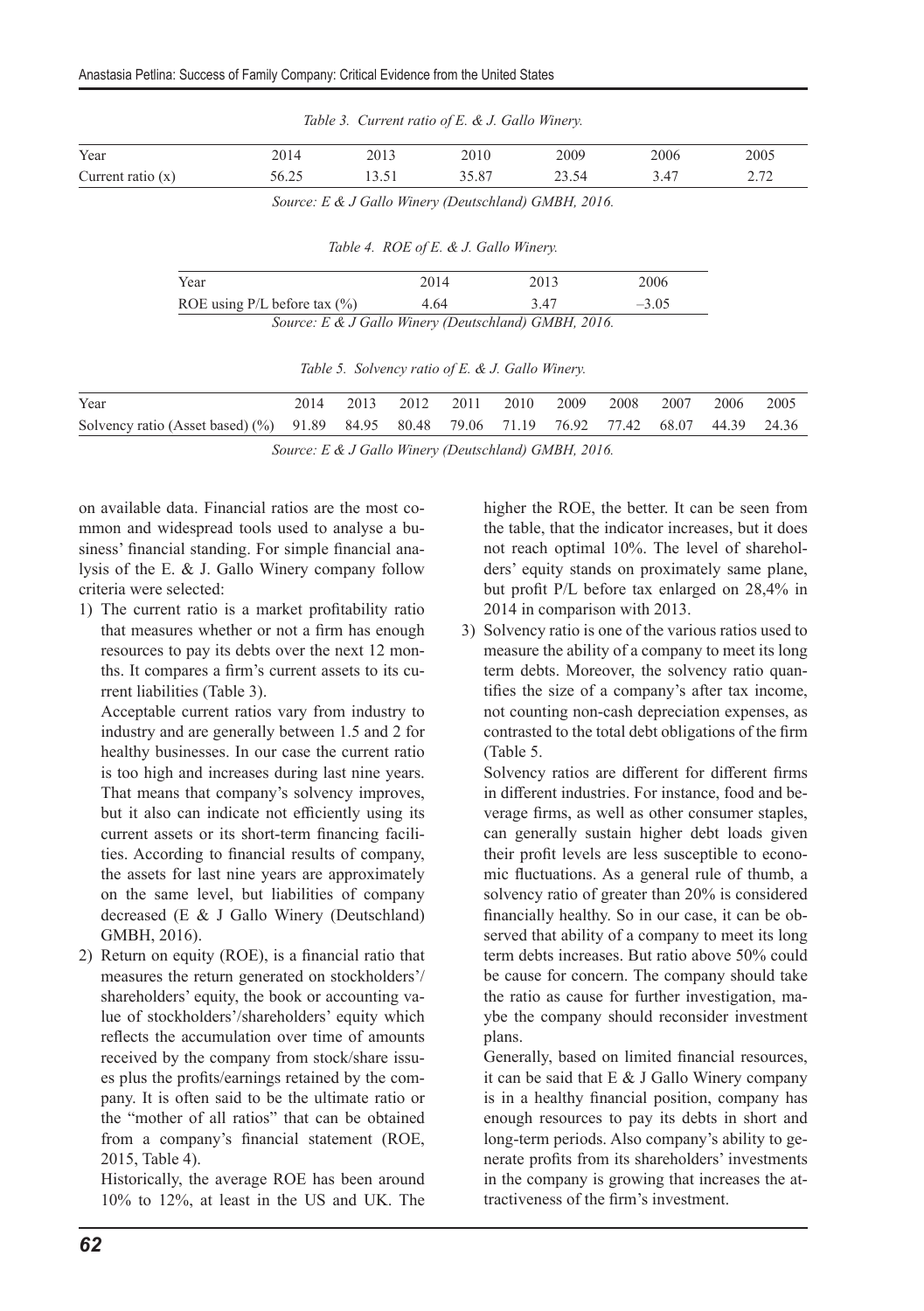*Table 3. Current ratio of E. & J. Gallo Winery.*

| Year | 2014 | 2013 | 2010 | 2009 | 2006 | 2005 |
|---|---|---|---|---|---|---|
| Current ratio (x) | 56.25 | 13.51 | 35.87 | 23.54 | 3.47 | 2.72 |

*Source: E & J Gallo Winery (Deutschland) GMBH, 2016.*

*Table 4. ROE of E. & J. Gallo Winery.*

| Year | 2014 | 2013 | 2006 |
|---|---|---|---|
| ROE using P/L before tax (%) | 4.64 | 3.47 | –3.05 |

*Source: E & J Gallo Winery (Deutschland) GMBH, 2016.*

*Table 5. Solvency ratio of E. & J. Gallo Winery.*

| Year | 2014 | 2013 | 2012 | 2011 | 2010 | 2009 | 2008 | 2007 | 2006 | 2005 |
|---|---|---|---|---|---|---|---|---|---|---|
| Solvency ratio (Asset based) (%) | 91.89 | 84.95 | 80.48 | 79.06 | 71.19 | 76.92 | 77.42 | 68.07 | 44.39 | 24.36 |

*Source: E & J Gallo Winery (Deutschland) GMBH, 2016.*

on available data. Financial ratios are the most common and widespread tools used to analyse a business' financial standing. For simple financial analysis of the E. & J. Gallo Winery company follow criteria were selected:

1) The current ratio is a market profitability ratio that measures whether or not a firm has enough resources to pay its debts over the next 12 months. It compares a firm's current assets to its current liabilities (Table 3).

   Acceptable current ratios vary from industry to industry and are generally between 1.5 and 2 for healthy businesses. In our case the current ratio is too high and increases during last nine years. That means that company's solvency improves, but it also can indicate not efficiently using its current assets or its short-term financing facilities. According to financial results of company, the assets for last nine years are approximately on the same level, but liabilities of company decreased (E & J Gallo Winery (Deutschland) GMBH, 2016).

2) Return on equity (ROE), is a financial ratio that measures the return generated on stockholders'/shareholders' equity, the book or accounting value of stockholders'/shareholders' equity which reflects the accumulation over time of amounts received by the company from stock/share issues plus the profits/earnings retained by the company. It is often said to be the ultimate ratio or the "mother of all ratios" that can be obtained from a company's financial statement (ROE, 2015, Table 4).

   Historically, the average ROE has been around 10% to 12%, at least in the US and UK. The higher the ROE, the better. It can be seen from the table, that the indicator increases, but it does not reach optimal 10%. The level of shareholders' equity stands on proximately same plane, but profit P/L before tax enlarged on 28,4% in 2014 in comparison with 2013.

3) Solvency ratio is one of the various ratios used to measure the ability of a company to meet its long term debts. Moreover, the solvency ratio quantifies the size of a company's after tax income, not counting non-cash depreciation expenses, as contrasted to the total debt obligations of the firm (Table 5.

   Solvency ratios are different for different firms in different industries. For instance, food and beverage firms, as well as other consumer staples, can generally sustain higher debt loads given their profit levels are less susceptible to economic fluctuations. As a general rule of thumb, a solvency ratio of greater than 20% is considered financially healthy. So in our case, it can be observed that ability of a company to meet its long term debts increases. But ratio above 50% could be cause for concern. The company should take the ratio as cause for further investigation, maybe the company should reconsider investment plans.

   Generally, based on limited financial resources, it can be said that E & J Gallo Winery company is in a healthy financial position, company has enough resources to pay its debts in short and long-term periods. Also company's ability to generate profits from its shareholders' investments in the company is growing that increases the attractiveness of the firm's investment.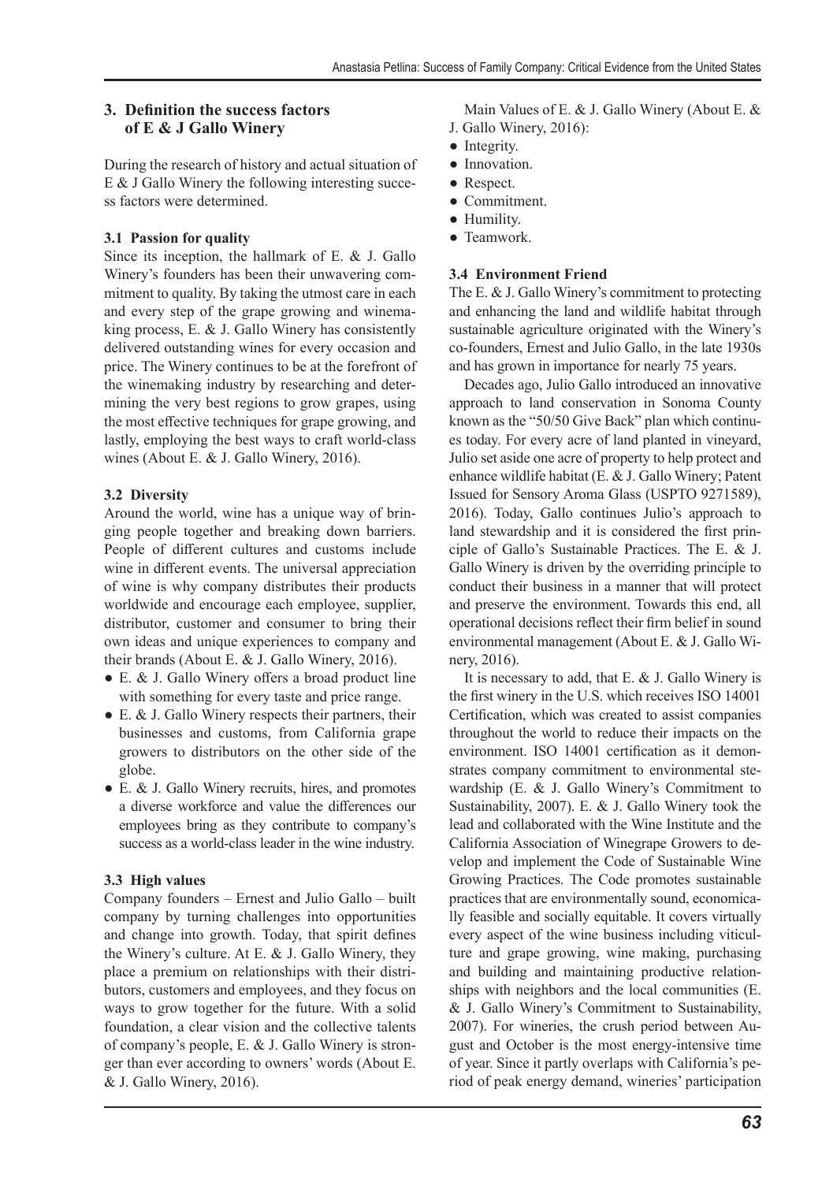## 3. Definition the success factors of E & J Gallo Winery

During the research of history and actual situation of E & J Gallo Winery the following interesting success factors were determined.

### 3.1 Passion for quality

Since its inception, the hallmark of E. & J. Gallo Winery's founders has been their unwavering commitment to quality. By taking the utmost care in each and every step of the grape growing and winemaking process, E. & J. Gallo Winery has consistently delivered outstanding wines for every occasion and price. The Winery continues to be at the forefront of the winemaking industry by researching and determining the very best regions to grow grapes, using the most effective techniques for grape growing, and lastly, employing the best ways to craft world-class wines (About E. & J. Gallo Winery, 2016).

### 3.2 Diversity

Around the world, wine has a unique way of bringing people together and breaking down barriers. People of different cultures and customs include wine in different events. The universal appreciation of wine is why company distributes their products worldwide and encourage each employee, supplier, distributor, customer and consumer to bring their own ideas and unique experiences to company and their brands (About E. & J. Gallo Winery, 2016).

- E. & J. Gallo Winery offers a broad product line with something for every taste and price range.
- E. & J. Gallo Winery respects their partners, their businesses and customs, from California grape growers to distributors on the other side of the globe.
- E. & J. Gallo Winery recruits, hires, and promotes a diverse workforce and value the differences our employees bring as they contribute to company's success as a world-class leader in the wine industry.

### 3.3 High values

Company founders – Ernest and Julio Gallo – built company by turning challenges into opportunities and change into growth. Today, that spirit defines the Winery's culture. At E. & J. Gallo Winery, they place a premium on relationships with their distributors, customers and employees, and they focus on ways to grow together for the future. With a solid foundation, a clear vision and the collective talents of company's people, E. & J. Gallo Winery is stronger than ever according to owners' words (About E. & J. Gallo Winery, 2016).

Main Values of E. & J. Gallo Winery (About E. & J. Gallo Winery, 2016):

- Integrity.
- Innovation.
- Respect.
- Commitment.
- Humility.
- Teamwork.

### 3.4 Environment Friend

The E. & J. Gallo Winery's commitment to protecting and enhancing the land and wildlife habitat through sustainable agriculture originated with the Winery's co-founders, Ernest and Julio Gallo, in the late 1930s and has grown in importance for nearly 75 years.

Decades ago, Julio Gallo introduced an innovative approach to land conservation in Sonoma County known as the "50/50 Give Back" plan which continues today. For every acre of land planted in vineyard, Julio set aside one acre of property to help protect and enhance wildlife habitat (E. & J. Gallo Winery; Patent Issued for Sensory Aroma Glass (USPTO 9271589), 2016). Today, Gallo continues Julio's approach to land stewardship and it is considered the first principle of Gallo's Sustainable Practices. The E. & J. Gallo Winery is driven by the overriding principle to conduct their business in a manner that will protect and preserve the environment. Towards this end, all operational decisions reflect their firm belief in sound environmental management (About E. & J. Gallo Winery, 2016).

It is necessary to add, that E. & J. Gallo Winery is the first winery in the U.S. which receives ISO 14001 Certification, which was created to assist companies throughout the world to reduce their impacts on the environment. ISO 14001 certification as it demonstrates company commitment to environmental stewardship (E. & J. Gallo Winery's Commitment to Sustainability, 2007). E. & J. Gallo Winery took the lead and collaborated with the Wine Institute and the California Association of Winegrape Growers to develop and implement the Code of Sustainable Wine Growing Practices. The Code promotes sustainable practices that are environmentally sound, economically feasible and socially equitable. It covers virtually every aspect of the wine business including viticulture and grape growing, wine making, purchasing and building and maintaining productive relationships with neighbors and the local communities (E. & J. Gallo Winery's Commitment to Sustainability, 2007). For wineries, the crush period between August and October is the most energy-intensive time of year. Since it partly overlaps with California's period of peak energy demand, wineries' participation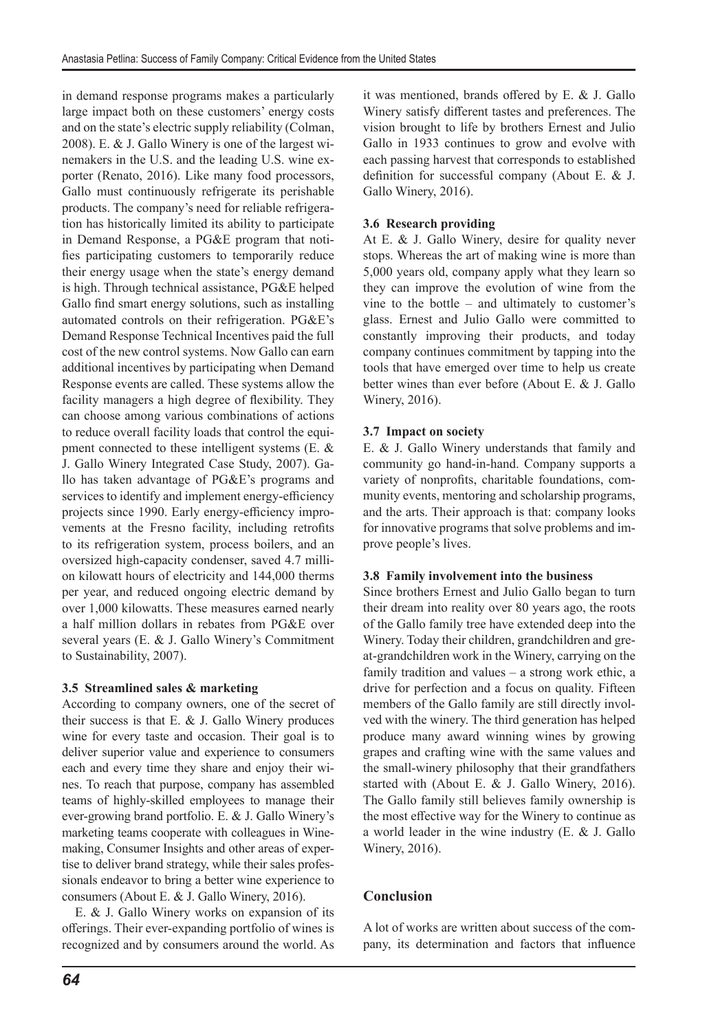in demand response programs makes a particularly large impact both on these customers' energy costs and on the state's electric supply reliability (Colman, 2008). E. & J. Gallo Winery is one of the largest winemakers in the U.S. and the leading U.S. wine exporter (Renato, 2016). Like many food processors, Gallo must continuously refrigerate its perishable products. The company's need for reliable refrigeration has historically limited its ability to participate in Demand Response, a PG&E program that notifies participating customers to temporarily reduce their energy usage when the state's energy demand is high. Through technical assistance, PG&E helped Gallo find smart energy solutions, such as installing automated controls on their refrigeration. PG&E's Demand Response Technical Incentives paid the full cost of the new control systems. Now Gallo can earn additional incentives by participating when Demand Response events are called. These systems allow the facility managers a high degree of flexibility. They can choose among various combinations of actions to reduce overall facility loads that control the equipment connected to these intelligent systems (E. & J. Gallo Winery Integrated Case Study, 2007). Gallo has taken advantage of PG&E's programs and services to identify and implement energy-efficiency projects since 1990. Early energy-efficiency improvements at the Fresno facility, including retrofits to its refrigeration system, process boilers, and an oversized high-capacity condenser, saved 4.7 million kilowatt hours of electricity and 144,000 therms per year, and reduced ongoing electric demand by over 1,000 kilowatts. These measures earned nearly a half million dollars in rebates from PG&E over several years (E. & J. Gallo Winery's Commitment to Sustainability, 2007).

### 3.5 Streamlined sales & marketing

According to company owners, one of the secret of their success is that E. & J. Gallo Winery produces wine for every taste and occasion. Their goal is to deliver superior value and experience to consumers each and every time they share and enjoy their wines. To reach that purpose, company has assembled teams of highly-skilled employees to manage their ever-growing brand portfolio. E. & J. Gallo Winery's marketing teams cooperate with colleagues in Winemaking, Consumer Insights and other areas of expertise to deliver brand strategy, while their sales professionals endeavor to bring a better wine experience to consumers (About E. & J. Gallo Winery, 2016).

E. & J. Gallo Winery works on expansion of its offerings. Their ever-expanding portfolio of wines is recognized and by consumers around the world. As it was mentioned, brands offered by E. & J. Gallo Winery satisfy different tastes and preferences. The vision brought to life by brothers Ernest and Julio Gallo in 1933 continues to grow and evolve with each passing harvest that corresponds to established definition for successful company (About E. & J. Gallo Winery, 2016).

### 3.6 Research providing

At E. & J. Gallo Winery, desire for quality never stops. Whereas the art of making wine is more than 5,000 years old, company apply what they learn so they can improve the evolution of wine from the vine to the bottle – and ultimately to customer's glass. Ernest and Julio Gallo were committed to constantly improving their products, and today company continues commitment by tapping into the tools that have emerged over time to help us create better wines than ever before (About E. & J. Gallo Winery, 2016).

### 3.7 Impact on society

E. & J. Gallo Winery understands that family and community go hand-in-hand. Company supports a variety of nonprofits, charitable foundations, community events, mentoring and scholarship programs, and the arts. Their approach is that: company looks for innovative programs that solve problems and improve people's lives.

### 3.8 Family involvement into the business

Since brothers Ernest and Julio Gallo began to turn their dream into reality over 80 years ago, the roots of the Gallo family tree have extended deep into the Winery. Today their children, grandchildren and great-grandchildren work in the Winery, carrying on the family tradition and values – a strong work ethic, a drive for perfection and a focus on quality. Fifteen members of the Gallo family are still directly involved with the winery. The third generation has helped produce many award winning wines by growing grapes and crafting wine with the same values and the small-winery philosophy that their grandfathers started with (About E. & J. Gallo Winery, 2016). The Gallo family still believes family ownership is the most effective way for the Winery to continue as a world leader in the wine industry (E. & J. Gallo Winery, 2016).

## Conclusion

A lot of works are written about success of the company, its determination and factors that influence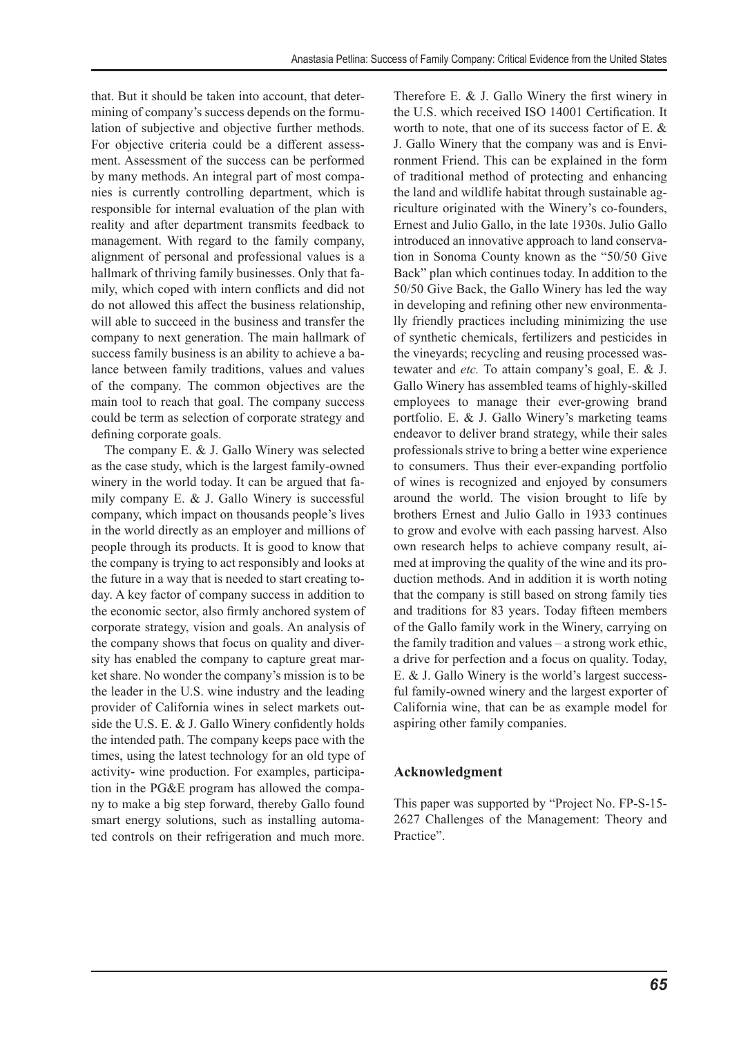that. But it should be taken into account, that determining of company's success depends on the formulation of subjective and objective further methods. For objective criteria could be a different assessment. Assessment of the success can be performed by many methods. An integral part of most companies is currently controlling department, which is responsible for internal evaluation of the plan with reality and after department transmits feedback to management. With regard to the family company, alignment of personal and professional values is a hallmark of thriving family businesses. Only that family, which coped with intern conflicts and did not do not allowed this affect the business relationship, will able to succeed in the business and transfer the company to next generation. The main hallmark of success family business is an ability to achieve a balance between family traditions, values and values of the company. The common objectives are the main tool to reach that goal. The company success could be term as selection of corporate strategy and defining corporate goals.

The company E. & J. Gallo Winery was selected as the case study, which is the largest family-owned winery in the world today. It can be argued that family company E. & J. Gallo Winery is successful company, which impact on thousands people's lives in the world directly as an employer and millions of people through its products. It is good to know that the company is trying to act responsibly and looks at the future in a way that is needed to start creating today. A key factor of company success in addition to the economic sector, also firmly anchored system of corporate strategy, vision and goals. An analysis of the company shows that focus on quality and diversity has enabled the company to capture great market share. No wonder the company's mission is to be the leader in the U.S. wine industry and the leading provider of California wines in select markets outside the U.S. E. & J. Gallo Winery confidently holds the intended path. The company keeps pace with the times, using the latest technology for an old type of activity- wine production. For examples, participation in the PG&E program has allowed the company to make a big step forward, thereby Gallo found smart energy solutions, such as installing automated controls on their refrigeration and much more. Therefore E. & J. Gallo Winery the first winery in the U.S. which received ISO 14001 Certification. It worth to note, that one of its success factor of E. & J. Gallo Winery that the company was and is Environment Friend. This can be explained in the form of traditional method of protecting and enhancing the land and wildlife habitat through sustainable agriculture originated with the Winery's co-founders, Ernest and Julio Gallo, in the late 1930s. Julio Gallo introduced an innovative approach to land conservation in Sonoma County known as the "50/50 Give Back" plan which continues today. In addition to the 50/50 Give Back, the Gallo Winery has led the way in developing and refining other new environmentally friendly practices including minimizing the use of synthetic chemicals, fertilizers and pesticides in the vineyards; recycling and reusing processed wastewater and *etc.* To attain company's goal, E. & J. Gallo Winery has assembled teams of highly-skilled employees to manage their ever-growing brand portfolio. E. & J. Gallo Winery's marketing teams endeavor to deliver brand strategy, while their sales professionals strive to bring a better wine experience to consumers. Thus their ever-expanding portfolio of wines is recognized and enjoyed by consumers around the world. The vision brought to life by brothers Ernest and Julio Gallo in 1933 continues to grow and evolve with each passing harvest. Also own research helps to achieve company result, aimed at improving the quality of the wine and its production methods. And in addition it is worth noting that the company is still based on strong family ties and traditions for 83 years. Today fifteen members of the Gallo family work in the Winery, carrying on the family tradition and values – a strong work ethic, a drive for perfection and a focus on quality. Today, E. & J. Gallo Winery is the world's largest successful family-owned winery and the largest exporter of California wine, that can be as example model for aspiring other family companies.

## Acknowledgment

This paper was supported by "Project No. FP-S-15-2627 Challenges of the Management: Theory and Practice".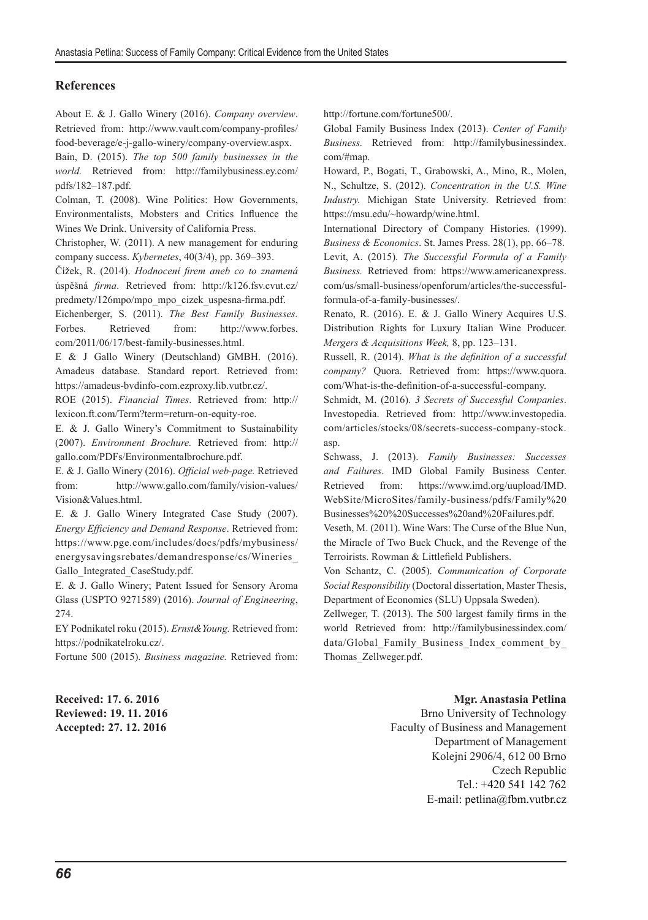## References

About E. & J. Gallo Winery (2016). *Company overview*. Retrieved from: http://www.vault.com/company-profiles/food-beverage/e-j-gallo-winery/company-overview.aspx.

Bain, D. (2015). *The top 500 family businesses in the world.* Retrieved from: http://familybusiness.ey.com/pdfs/182–187.pdf.

Colman, T. (2008). Wine Politics: How Governments, Environmentalists, Mobsters and Critics Influence the Wines We Drink. University of California Press.

Christopher, W. (2011). A new management for enduring company success. *Kybernetes*, 40(3/4), pp. 369–393.

Čížek, R. (2014). *Hodnocení firem aneb co to znamená* úspěšná *firma*. Retrieved from: http://k126.fsv.cvut.cz/predmety/126mpo/mpo_mpo_cizek_uspesna-firma.pdf.

Eichenberger, S. (2011). *The Best Family Businesses.* Forbes. Retrieved from: http://www.forbes.com/2011/06/17/best-family-businesses.html.

E & J Gallo Winery (Deutschland) GMBH. (2016). Amadeus database. Standard report. Retrieved from: https://amadeus-bvdinfo-com.ezproxy.lib.vutbr.cz/.

ROE (2015). *Financial Times*. Retrieved from: http://lexicon.ft.com/Term?term=return-on-equity-roe.

E. & J. Gallo Winery's Commitment to Sustainability (2007). *Environment Brochure.* Retrieved from: http://gallo.com/PDFs/Environmentalbrochure.pdf.

E. & J. Gallo Winery (2016). *Official web-page.* Retrieved from: http://www.gallo.com/family/vision-values/Vision&Values.html.

E. & J. Gallo Winery Integrated Case Study (2007). *Energy Efficiency and Demand Response*. Retrieved from: https://www.pge.com/includes/docs/pdfs/mybusiness/energysavingsrebates/demandresponse/cs/Wineries_Gallo_Integrated_CaseStudy.pdf.

E. & J. Gallo Winery; Patent Issued for Sensory Aroma Glass (USPTO 9271589) (2016). *Journal of Engineering*, 274.

EY Podnikatel roku (2015). *Ernst&Young.* Retrieved from: https://podnikatelroku.cz/.

Fortune 500 (2015). *Business magazine.* Retrieved from: http://fortune.com/fortune500/.

Global Family Business Index (2013). *Center of Family Business.* Retrieved from: http://familybusinessindex.com/#map.

Howard, P., Bogati, T., Grabowski, A., Mino, R., Molen, N., Schultze, S. (2012). *Concentration in the U.S. Wine Industry.* Michigan State University. Retrieved from: https://msu.edu/~howardp/wine.html.

International Directory of Company Histories. (1999). *Business & Economics*. St. James Press. 28(1), pp. 66–78.

Levit, A. (2015). *The Successful Formula of a Family Business.* Retrieved from: https://www.americanexpress.com/us/small-business/openforum/articles/the-successful-formula-of-a-family-businesses/.

Renato, R. (2016). E. & J. Gallo Winery Acquires U.S. Distribution Rights for Luxury Italian Wine Producer. *Mergers & Acquisitions Week,* 8, pp. 123–131.

Russell, R. (2014). *What is the definition of a successful company?* Quora. Retrieved from: https://www.quora.com/What-is-the-definition-of-a-successful-company.

Schmidt, M. (2016). *3 Secrets of Successful Companies*. Investopedia. Retrieved from: http://www.investopedia.com/articles/stocks/08/secrets-success-company-stock.asp.

Schwass, J. (2013). *Family Businesses: Successes and Failures*. IMD Global Family Business Center. Retrieved from: https://www.imd.org/uupload/IMD.WebSite/MicroSites/family-business/pdfs/Family%20Businesses%20%20Successes%20and%20Failures.pdf.

Veseth, M. (2011). Wine Wars: The Curse of the Blue Nun, the Miracle of Two Buck Chuck, and the Revenge of the Terroirists. Rowman & Littlefield Publishers.

Von Schantz, C. (2005). *Communication of Corporate Social Responsibility* (Doctoral dissertation, Master Thesis, Department of Economics (SLU) Uppsala Sweden).

Zellweger, T. (2013). The 500 largest family firms in the world Retrieved from: http://familybusinessindex.com/data/Global_Family_Business_Index_comment_by_Thomas_Zellweger.pdf.

**Received: 17. 6. 2016**
**Reviewed: 19. 11. 2016**
**Accepted: 27. 12. 2016**

**Mgr. Anastasia Petlina**
Brno University of Technology
Faculty of Business and Management
Department of Management
Kolejní 2906/4, 612 00 Brno
Czech Republic
Tel.: +420 541 142 762
E-mail: petlina@fbm.vutbr.cz